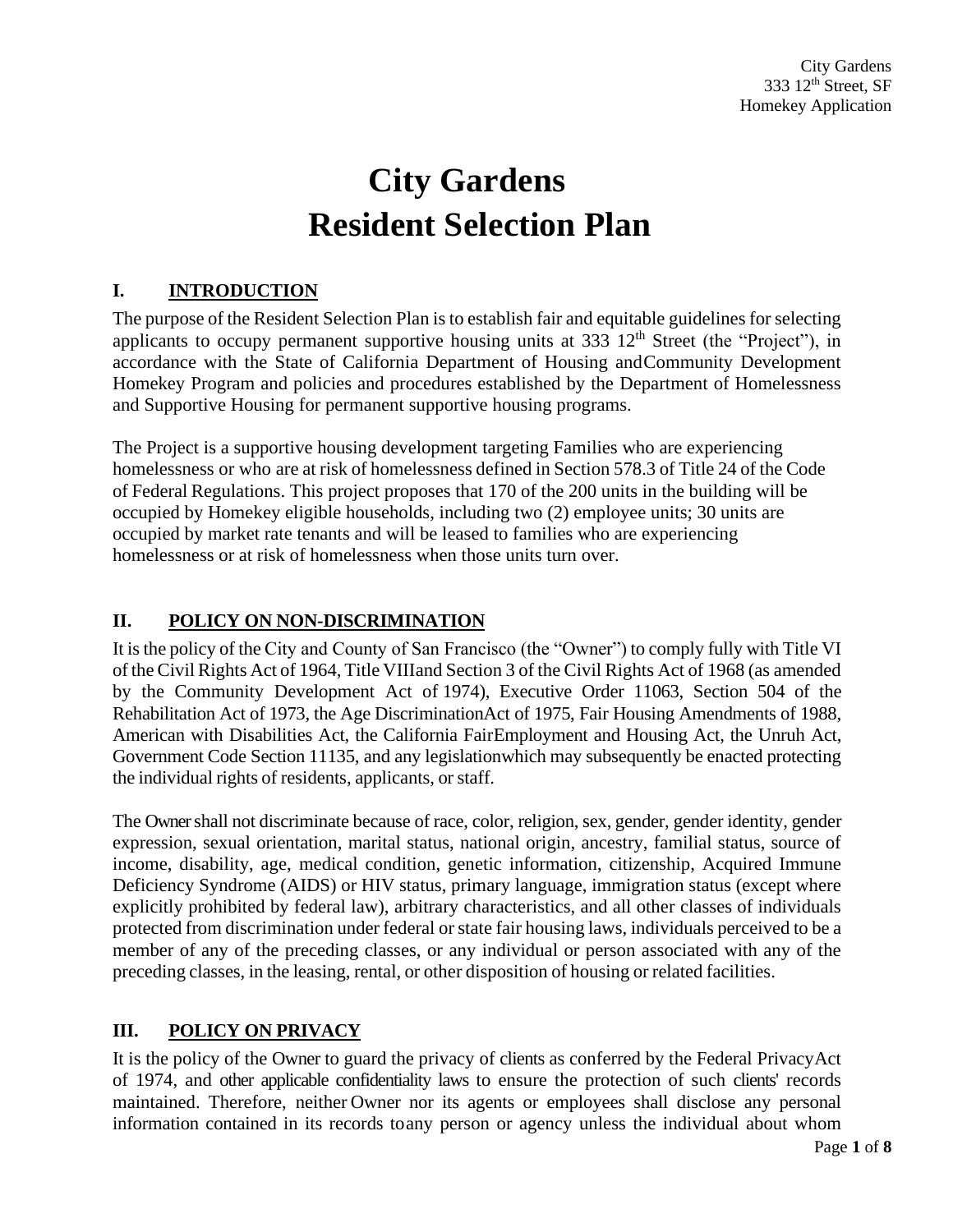# City Gardens
# Resident Selection Plan

## I. INTRODUCTION

The purpose of the Resident Selection Plan is to establish fair and equitable guidelines for selecting applicants to occupy permanent supportive housing units at 333 12th Street (the "Project"), in accordance with the State of California Department of Housing andCommunity Development Homekey Program and policies and procedures established by the Department of Homelessness and Supportive Housing for permanent supportive housing programs.

The Project is a supportive housing development targeting Families who are experiencing homelessness or who are at risk of homelessness defined in Section 578.3 of Title 24 of the Code of Federal Regulations. This project proposes that 170 of the 200 units in the building will be occupied by Homekey eligible households, including two (2) employee units; 30 units are occupied by market rate tenants and will be leased to families who are experiencing homelessness or at risk of homelessness when those units turn over.

## II. POLICY ON NON-DISCRIMINATION

It is the policy of the City and County of San Francisco (the "Owner") to comply fully with Title VI of the Civil Rights Act of 1964, Title VIIIand Section 3 of the Civil Rights Act of 1968 (as amended by the Community Development Act of 1974), Executive Order 11063, Section 504 of the Rehabilitation Act of 1973, the Age DiscriminationAct of 1975, Fair Housing Amendments of 1988, American with Disabilities Act, the California FairEmployment and Housing Act, the Unruh Act, Government Code Section 11135, and any legislationwhich may subsequently be enacted protecting the individual rights of residents, applicants, or staff.

The Owner shall not discriminate because of race, color, religion, sex, gender, gender identity, gender expression, sexual orientation, marital status, national origin, ancestry, familial status, source of income, disability, age, medical condition, genetic information, citizenship, Acquired Immune Deficiency Syndrome (AIDS) or HIV status, primary language, immigration status (except where explicitly prohibited by federal law), arbitrary characteristics, and all other classes of individuals protected from discrimination under federal or state fair housing laws, individuals perceived to be a member of any of the preceding classes, or any individual or person associated with any of the preceding classes, in the leasing, rental, or other disposition of housing or related facilities.

## III. POLICY ON PRIVACY

It is the policy of the Owner to guard the privacy of clients as conferred by the Federal PrivacyAct of 1974, and other applicable confidentiality laws to ensure the protection of such clients' records maintained. Therefore, neither Owner nor its agents or employees shall disclose any personal information contained in its records toany person or agency unless the individual about whom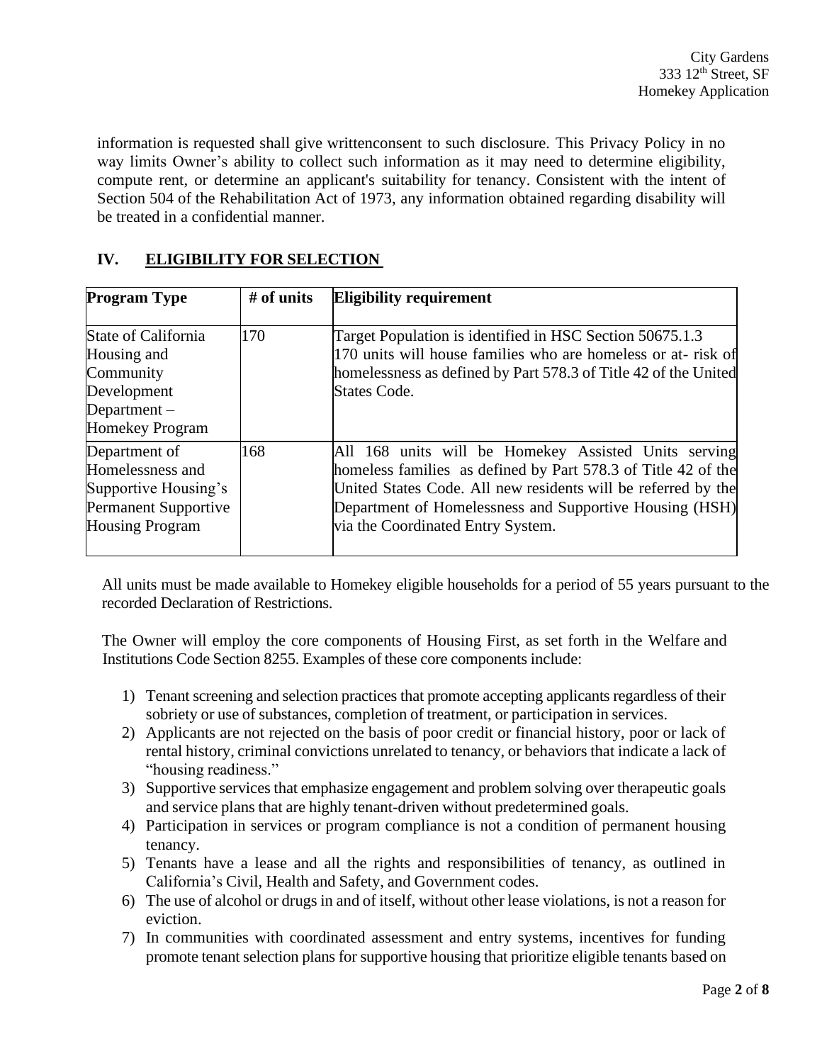information is requested shall give writtenconsent to such disclosure. This Privacy Policy in no way limits Owner's ability to collect such information as it may need to determine eligibility, compute rent, or determine an applicant's suitability for tenancy. Consistent with the intent of Section 504 of the Rehabilitation Act of 1973, any information obtained regarding disability will be treated in a confidential manner.

## IV. ELIGIBILITY FOR SELECTION

| Program Type | # of units | Eligibility requirement |
|---|---|---|
| State of California Housing and Community Development Department – Homekey Program | 170 | Target Population is identified in HSC Section 50675.1.3 170 units will house families who are homeless or at- risk of homelessness as defined by Part 578.3 of Title 42 of the United States Code. |
| Department of Homelessness and Supportive Housing's Permanent Supportive Housing Program | 168 | All 168 units will be Homekey Assisted Units serving homeless families as defined by Part 578.3 of Title 42 of the United States Code. All new residents will be referred by the Department of Homelessness and Supportive Housing (HSH) via the Coordinated Entry System. |

All units must be made available to Homekey eligible households for a period of 55 years pursuant to the recorded Declaration of Restrictions.

The Owner will employ the core components of Housing First, as set forth in the Welfare and Institutions Code Section 8255. Examples of these core components include:

1) Tenant screening and selection practices that promote accepting applicants regardless of their sobriety or use of substances, completion of treatment, or participation in services.
2) Applicants are not rejected on the basis of poor credit or financial history, poor or lack of rental history, criminal convictions unrelated to tenancy, or behaviors that indicate a lack of "housing readiness."
3) Supportive services that emphasize engagement and problem solving over therapeutic goals and service plans that are highly tenant-driven without predetermined goals.
4) Participation in services or program compliance is not a condition of permanent housing tenancy.
5) Tenants have a lease and all the rights and responsibilities of tenancy, as outlined in California's Civil, Health and Safety, and Government codes.
6) The use of alcohol or drugs in and of itself, without other lease violations, is not a reason for eviction.
7) In communities with coordinated assessment and entry systems, incentives for funding promote tenant selection plans for supportive housing that prioritize eligible tenants based on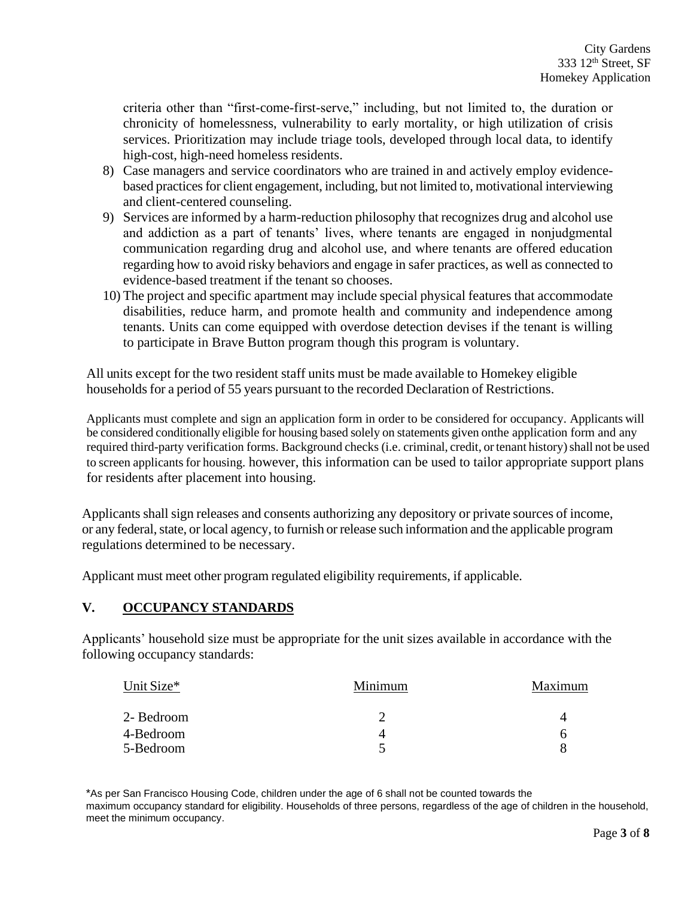criteria other than "first-come-first-serve," including, but not limited to, the duration or chronicity of homelessness, vulnerability to early mortality, or high utilization of crisis services. Prioritization may include triage tools, developed through local data, to identify high-cost, high-need homeless residents.

8) Case managers and service coordinators who are trained in and actively employ evidence-based practices for client engagement, including, but not limited to, motivational interviewing and client-centered counseling.
9) Services are informed by a harm-reduction philosophy that recognizes drug and alcohol use and addiction as a part of tenants' lives, where tenants are engaged in nonjudgmental communication regarding drug and alcohol use, and where tenants are offered education regarding how to avoid risky behaviors and engage in safer practices, as well as connected to evidence-based treatment if the tenant so chooses.
10) The project and specific apartment may include special physical features that accommodate disabilities, reduce harm, and promote health and community and independence among tenants. Units can come equipped with overdose detection devises if the tenant is willing to participate in Brave Button program though this program is voluntary.

All units except for the two resident staff units must be made available to Homekey eligible households for a period of 55 years pursuant to the recorded Declaration of Restrictions.

Applicants must complete and sign an application form in order to be considered for occupancy. Applicants will be considered conditionally eligible for housing based solely on statements given onthe application form and any required third-party verification forms. Background checks (i.e. criminal, credit, or tenant history) shall not be used to screen applicants for housing. however, this information can be used to tailor appropriate support plans for residents after placement into housing.

Applicants shall sign releases and consents authorizing any depository or private sources of income, or any federal, state, or local agency, to furnish or release such information and the applicable program regulations determined to be necessary.

Applicant must meet other program regulated eligibility requirements, if applicable.

## V. OCCUPANCY STANDARDS

Applicants' household size must be appropriate for the unit sizes available in accordance with the following occupancy standards:

| Unit Size* | Minimum | Maximum |
|---|---|---|
| 2- Bedroom | 2 | 4 |
| 4-Bedroom | 4 | 6 |
| 5-Bedroom | 5 | 8 |

*As per San Francisco Housing Code, children under the age of 6 shall not be counted towards the maximum occupancy standard for eligibility. Households of three persons, regardless of the age of children in the household, meet the minimum occupancy.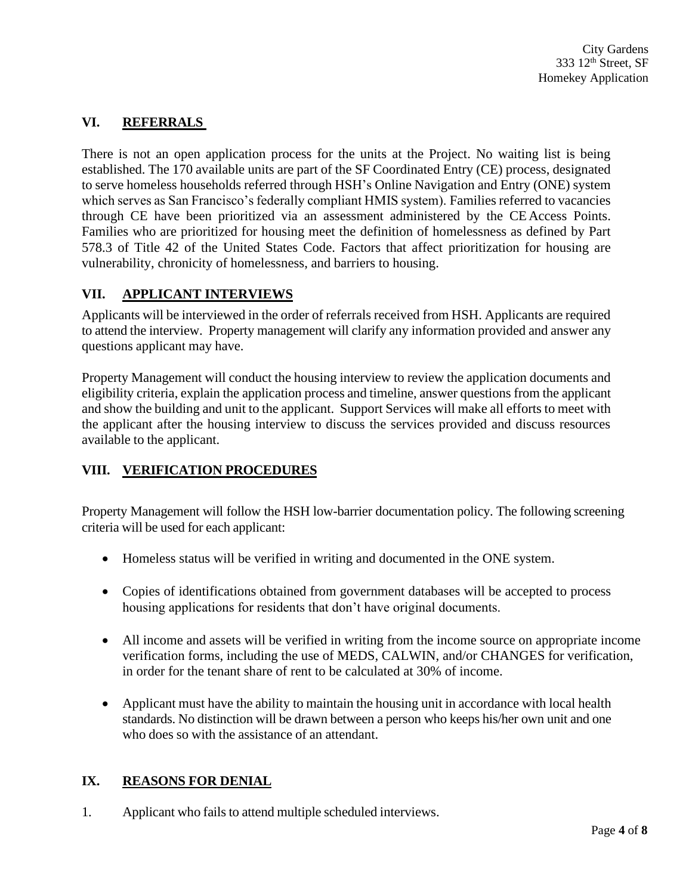## VI. REFERRALS

There is not an open application process for the units at the Project. No waiting list is being established. The 170 available units are part of the SF Coordinated Entry (CE) process, designated to serve homeless households referred through HSH's Online Navigation and Entry (ONE) system which serves as San Francisco's federally compliant HMIS system). Families referred to vacancies through CE have been prioritized via an assessment administered by the CE Access Points. Families who are prioritized for housing meet the definition of homelessness as defined by Part 578.3 of Title 42 of the United States Code. Factors that affect prioritization for housing are vulnerability, chronicity of homelessness, and barriers to housing.

## VII. APPLICANT INTERVIEWS

Applicants will be interviewed in the order of referrals received from HSH. Applicants are required to attend the interview. Property management will clarify any information provided and answer any questions applicant may have.

Property Management will conduct the housing interview to review the application documents and eligibility criteria, explain the application process and timeline, answer questions from the applicant and show the building and unit to the applicant. Support Services will make all efforts to meet with the applicant after the housing interview to discuss the services provided and discuss resources available to the applicant.

## VIII. VERIFICATION PROCEDURES

Property Management will follow the HSH low-barrier documentation policy. The following screening criteria will be used for each applicant:

- Homeless status will be verified in writing and documented in the ONE system.
- Copies of identifications obtained from government databases will be accepted to process housing applications for residents that don't have original documents.
- All income and assets will be verified in writing from the income source on appropriate income verification forms, including the use of MEDS, CALWIN, and/or CHANGES for verification, in order for the tenant share of rent to be calculated at 30% of income.
- Applicant must have the ability to maintain the housing unit in accordance with local health standards. No distinction will be drawn between a person who keeps his/her own unit and one who does so with the assistance of an attendant.

## IX. REASONS FOR DENIAL

1. Applicant who fails to attend multiple scheduled interviews.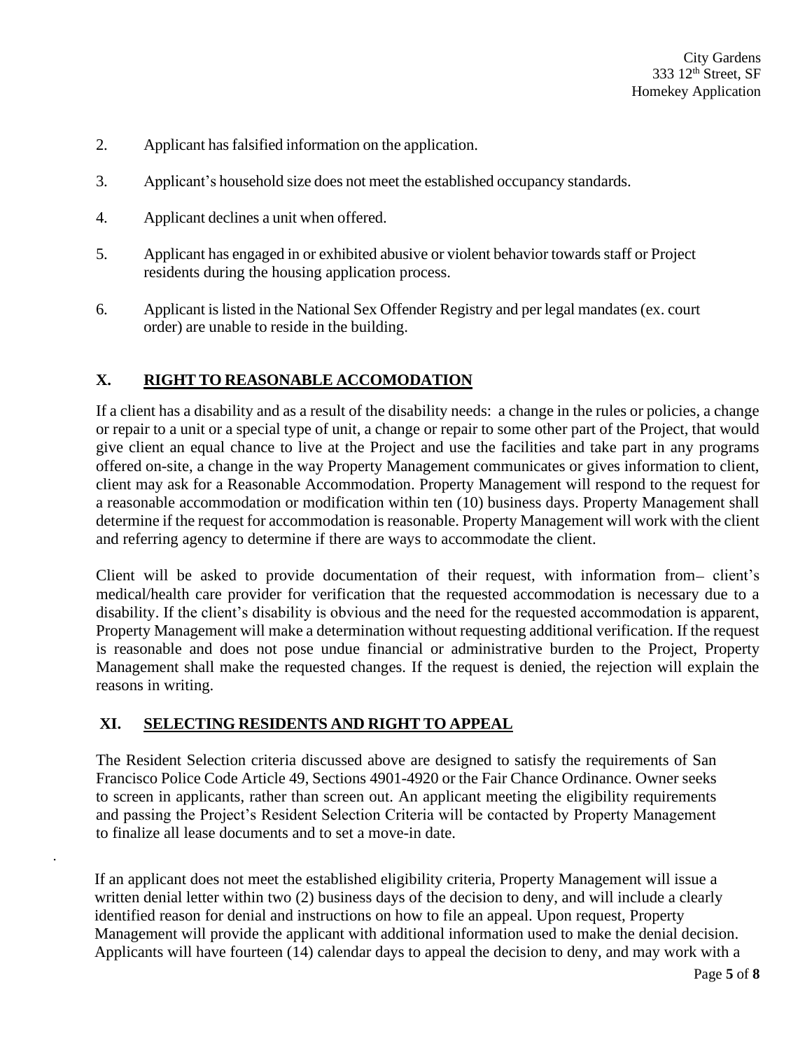2. Applicant has falsified information on the application.

3. Applicant's household size does not meet the established occupancy standards.

4. Applicant declines a unit when offered.

5. Applicant has engaged in or exhibited abusive or violent behavior towards staff or Project residents during the housing application process.

6. Applicant is listed in the National Sex Offender Registry and per legal mandates (ex. court order) are unable to reside in the building.

## X. RIGHT TO REASONABLE ACCOMODATION

If a client has a disability and as a result of the disability needs: a change in the rules or policies, a change or repair to a unit or a special type of unit, a change or repair to some other part of the Project, that would give client an equal chance to live at the Project and use the facilities and take part in any programs offered on-site, a change in the way Property Management communicates or gives information to client, client may ask for a Reasonable Accommodation. Property Management will respond to the request for a reasonable accommodation or modification within ten (10) business days. Property Management shall determine if the request for accommodation is reasonable. Property Management will work with the client and referring agency to determine if there are ways to accommodate the client.

Client will be asked to provide documentation of their request, with information from– client's medical/health care provider for verification that the requested accommodation is necessary due to a disability. If the client's disability is obvious and the need for the requested accommodation is apparent, Property Management will make a determination without requesting additional verification. If the request is reasonable and does not pose undue financial or administrative burden to the Project, Property Management shall make the requested changes. If the request is denied, the rejection will explain the reasons in writing.

## XI. SELECTING RESIDENTS AND RIGHT TO APPEAL

The Resident Selection criteria discussed above are designed to satisfy the requirements of San Francisco Police Code Article 49, Sections 4901-4920 or the Fair Chance Ordinance. Owner seeks to screen in applicants, rather than screen out. An applicant meeting the eligibility requirements and passing the Project's Resident Selection Criteria will be contacted by Property Management to finalize all lease documents and to set a move-in date.

If an applicant does not meet the established eligibility criteria, Property Management will issue a written denial letter within two (2) business days of the decision to deny, and will include a clearly identified reason for denial and instructions on how to file an appeal. Upon request, Property Management will provide the applicant with additional information used to make the denial decision. Applicants will have fourteen (14) calendar days to appeal the decision to deny, and may work with a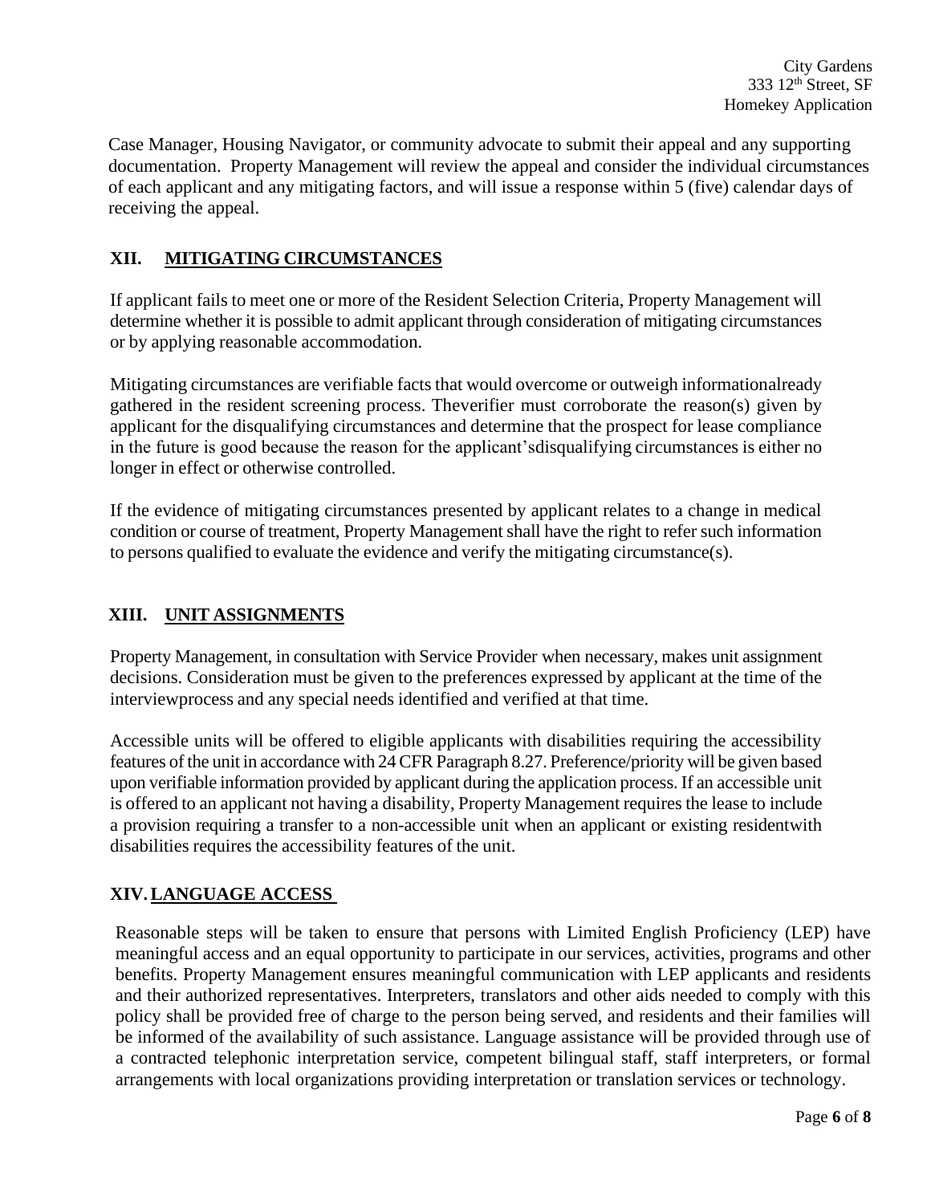Case Manager, Housing Navigator, or community advocate to submit their appeal and any supporting documentation. Property Management will review the appeal and consider the individual circumstances of each applicant and any mitigating factors, and will issue a response within 5 (five) calendar days of receiving the appeal.

## XII. MITIGATING CIRCUMSTANCES

If applicant fails to meet one or more of the Resident Selection Criteria, Property Management will determine whether it is possible to admit applicant through consideration of mitigating circumstances or by applying reasonable accommodation.

Mitigating circumstances are verifiable facts that would overcome or outweigh informationalready gathered in the resident screening process. Theverifier must corroborate the reason(s) given by applicant for the disqualifying circumstances and determine that the prospect for lease compliance in the future is good because the reason for the applicant'sdisqualifying circumstances is either no longer in effect or otherwise controlled.

If the evidence of mitigating circumstances presented by applicant relates to a change in medical condition or course of treatment, Property Management shall have the right to refer such information to persons qualified to evaluate the evidence and verify the mitigating circumstance(s).

## XIII. UNIT ASSIGNMENTS

Property Management, in consultation with Service Provider when necessary, makes unit assignment decisions. Consideration must be given to the preferences expressed by applicant at the time of the interviewprocess and any special needs identified and verified at that time.

Accessible units will be offered to eligible applicants with disabilities requiring the accessibility features of the unit in accordance with 24 CFR Paragraph 8.27. Preference/priority will be given based upon verifiable information provided by applicant during the application process. If an accessible unit is offered to an applicant not having a disability, Property Management requires the lease to include a provision requiring a transfer to a non-accessible unit when an applicant or existing residentwith disabilities requires the accessibility features of the unit.

## XIV. LANGUAGE ACCESS

Reasonable steps will be taken to ensure that persons with Limited English Proficiency (LEP) have meaningful access and an equal opportunity to participate in our services, activities, programs and other benefits. Property Management ensures meaningful communication with LEP applicants and residents and their authorized representatives. Interpreters, translators and other aids needed to comply with this policy shall be provided free of charge to the person being served, and residents and their families will be informed of the availability of such assistance. Language assistance will be provided through use of a contracted telephonic interpretation service, competent bilingual staff, staff interpreters, or formal arrangements with local organizations providing interpretation or translation services or technology.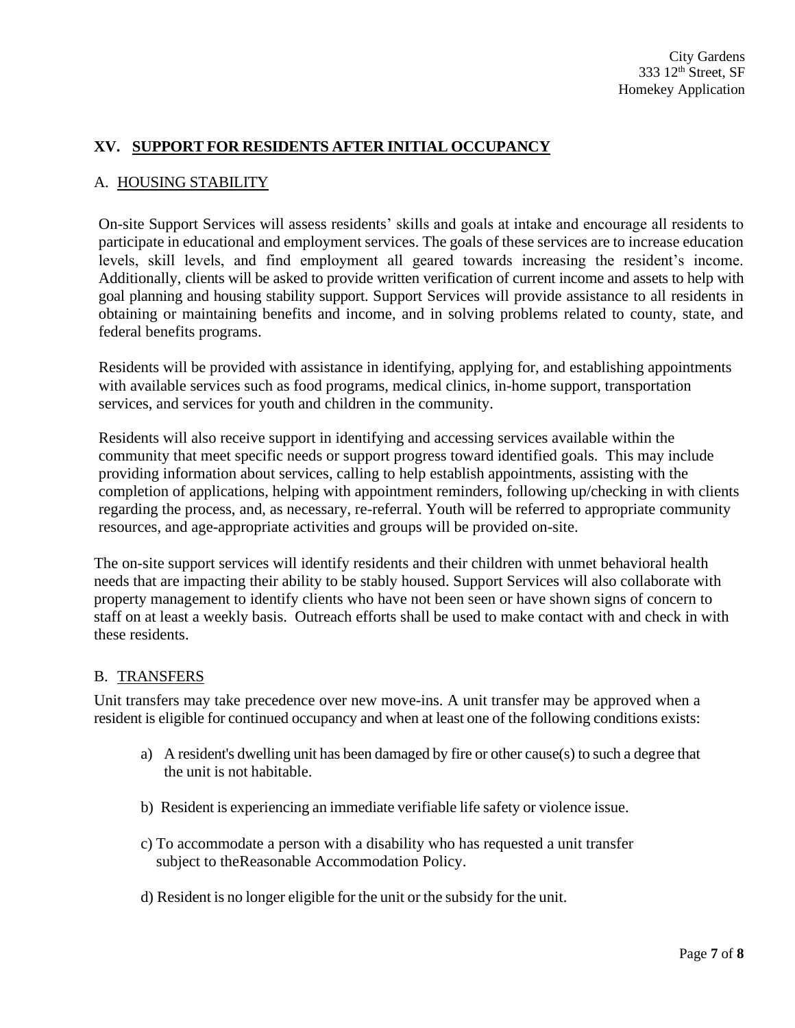## XV. SUPPORT FOR RESIDENTS AFTER INITIAL OCCUPANCY

### A. HOUSING STABILITY

On-site Support Services will assess residents' skills and goals at intake and encourage all residents to participate in educational and employment services. The goals of these services are to increase education levels, skill levels, and find employment all geared towards increasing the resident's income. Additionally, clients will be asked to provide written verification of current income and assets to help with goal planning and housing stability support. Support Services will provide assistance to all residents in obtaining or maintaining benefits and income, and in solving problems related to county, state, and federal benefits programs.

Residents will be provided with assistance in identifying, applying for, and establishing appointments with available services such as food programs, medical clinics, in-home support, transportation services, and services for youth and children in the community.

Residents will also receive support in identifying and accessing services available within the community that meet specific needs or support progress toward identified goals. This may include providing information about services, calling to help establish appointments, assisting with the completion of applications, helping with appointment reminders, following up/checking in with clients regarding the process, and, as necessary, re-referral. Youth will be referred to appropriate community resources, and age-appropriate activities and groups will be provided on-site.

The on-site support services will identify residents and their children with unmet behavioral health needs that are impacting their ability to be stably housed. Support Services will also collaborate with property management to identify clients who have not been seen or have shown signs of concern to staff on at least a weekly basis. Outreach efforts shall be used to make contact with and check in with these residents.

### B. TRANSFERS

Unit transfers may take precedence over new move-ins. A unit transfer may be approved when a resident is eligible for continued occupancy and when at least one of the following conditions exists:

a) A resident's dwelling unit has been damaged by fire or other cause(s) to such a degree that the unit is not habitable.

b) Resident is experiencing an immediate verifiable life safety or violence issue.

c) To accommodate a person with a disability who has requested a unit transfer subject to theReasonable Accommodation Policy.

d) Resident is no longer eligible for the unit or the subsidy for the unit.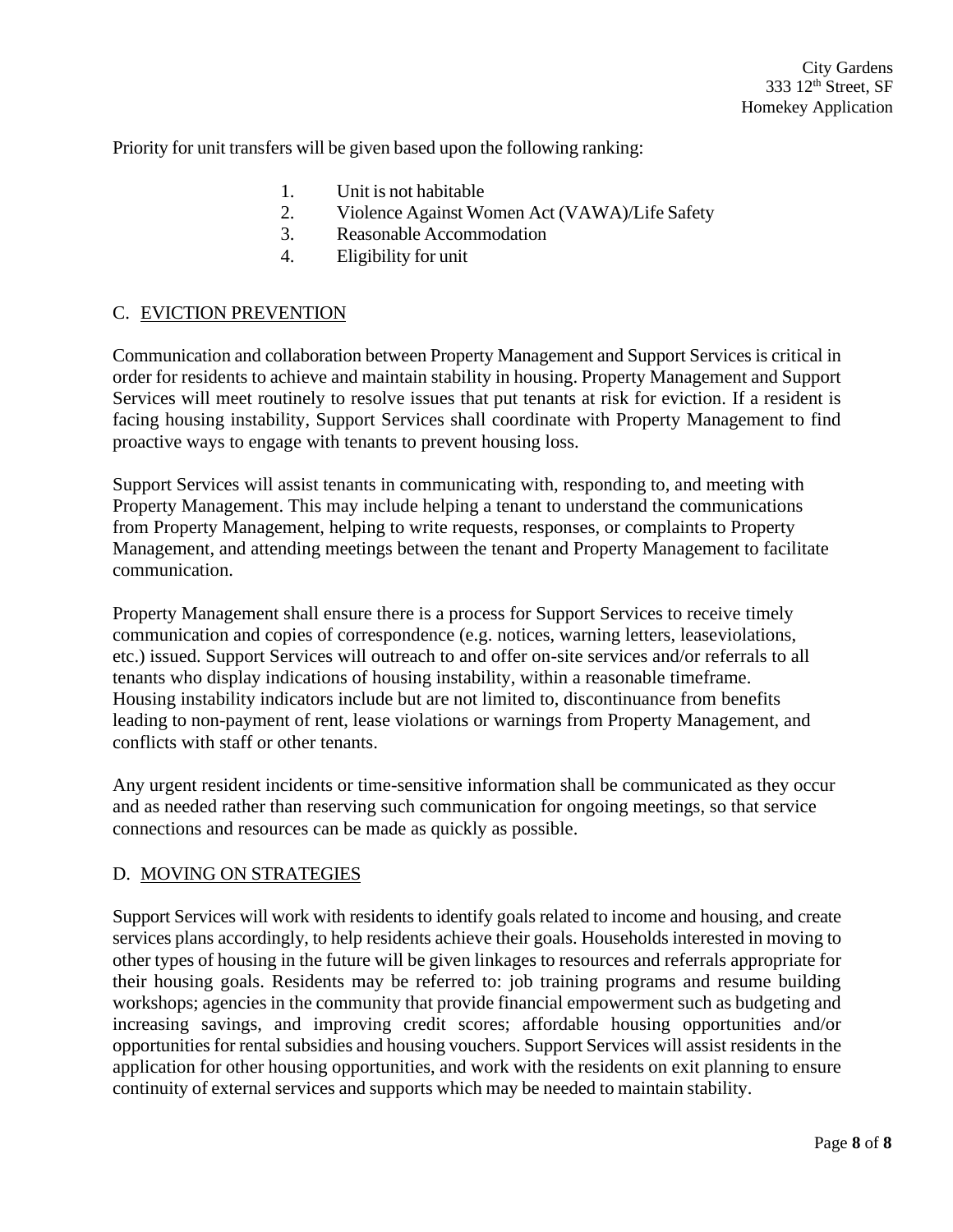Priority for unit transfers will be given based upon the following ranking:

1. Unit is not habitable
2. Violence Against Women Act (VAWA)/Life Safety
3. Reasonable Accommodation
4. Eligibility for unit

## C. EVICTION PREVENTION

Communication and collaboration between Property Management and Support Services is critical in order for residents to achieve and maintain stability in housing. Property Management and Support Services will meet routinely to resolve issues that put tenants at risk for eviction. If a resident is facing housing instability, Support Services shall coordinate with Property Management to find proactive ways to engage with tenants to prevent housing loss.

Support Services will assist tenants in communicating with, responding to, and meeting with Property Management. This may include helping a tenant to understand the communications from Property Management, helping to write requests, responses, or complaints to Property Management, and attending meetings between the tenant and Property Management to facilitate communication.

Property Management shall ensure there is a process for Support Services to receive timely communication and copies of correspondence (e.g. notices, warning letters, leaseviolations, etc.) issued. Support Services will outreach to and offer on-site services and/or referrals to all tenants who display indications of housing instability, within a reasonable timeframe. Housing instability indicators include but are not limited to, discontinuance from benefits leading to non-payment of rent, lease violations or warnings from Property Management, and conflicts with staff or other tenants.

Any urgent resident incidents or time-sensitive information shall be communicated as they occur and as needed rather than reserving such communication for ongoing meetings, so that service connections and resources can be made as quickly as possible.

## D. MOVING ON STRATEGIES

Support Services will work with residents to identify goals related to income and housing, and create services plans accordingly, to help residents achieve their goals. Households interested in moving to other types of housing in the future will be given linkages to resources and referrals appropriate for their housing goals. Residents may be referred to: job training programs and resume building workshops; agencies in the community that provide financial empowerment such as budgeting and increasing savings, and improving credit scores; affordable housing opportunities and/or opportunities for rental subsidies and housing vouchers. Support Services will assist residents in the application for other housing opportunities, and work with the residents on exit planning to ensure continuity of external services and supports which may be needed to maintain stability.